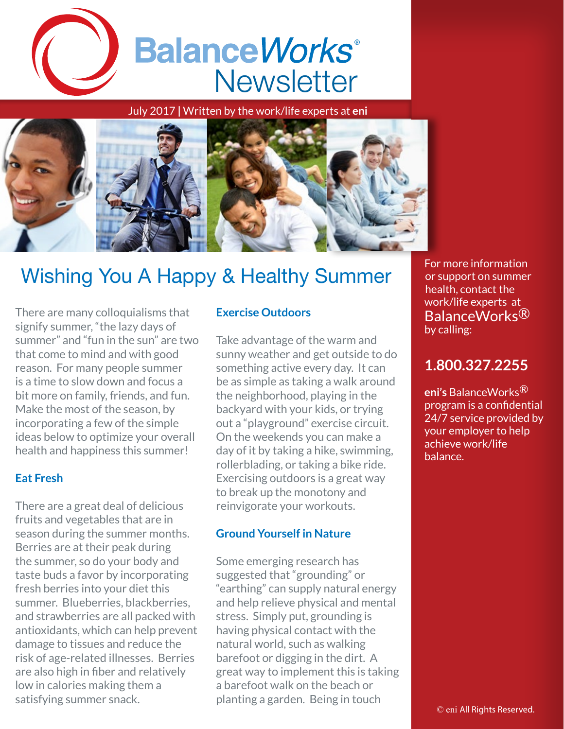# BalanceWorks® Newsletter

July 2017 | Written by the work/life experts at **eni**

## Wishing You A Happy & Healthy Summer

There are many colloquialisms that signify summer, "the lazy days of summer" and "fun in the sun" are two that come to mind and with good reason. For many people summer is a time to slow down and focus a bit more on family, friends, and fun. Make the most of the season, by incorporating a few of the simple ideas below to optimize your overall health and happiness this summer!

### Eat Fresh

There are a great deal of delicious fruits and vegetables that are in season during the summer months. Berries are at their peak during the summer, so do your body and taste buds a favor by incorporating fresh berries into your diet this summer. Blueberries, blackberries, and strawberries are all packed with antioxidants, which can help prevent damage to tissues and reduce the risk of age-related illnesses. Berries are also high in fiber and relatively low in calories making them a satisfying summer snack.

### Exercise Outdoors

Take advantage of the warm and sunny weather and get outside to do something active every day. It can be as simple as taking a walk around the neighborhood, playing in the backyard with your kids, or trying out a "playground" exercise circuit. On the weekends you can make a day of it by taking a hike, swimming, rollerblading, or taking a bike ride. Exercising outdoors is a great way to break up the monotony and reinvigorate your workouts.

### Ground Yourself in Nature

Some emerging research has suggested that "grounding" or "earthing" can supply natural energy and help relieve physical and mental stress. Simply put, grounding is having physical contact with the natural world, such as walking barefoot or digging in the dirt. A great way to implement this is taking a barefoot walk on the beach or planting a garden. Being in touch

---

For more information or support on summer health, contact the work/life experts at BalanceWorks® by calling:

**1.800.327.2255**

**eni's** BalanceWorks® program is a confidential 24/7 service provided by your employer to help achieve work/life balance.

© eni All Rights Reserved.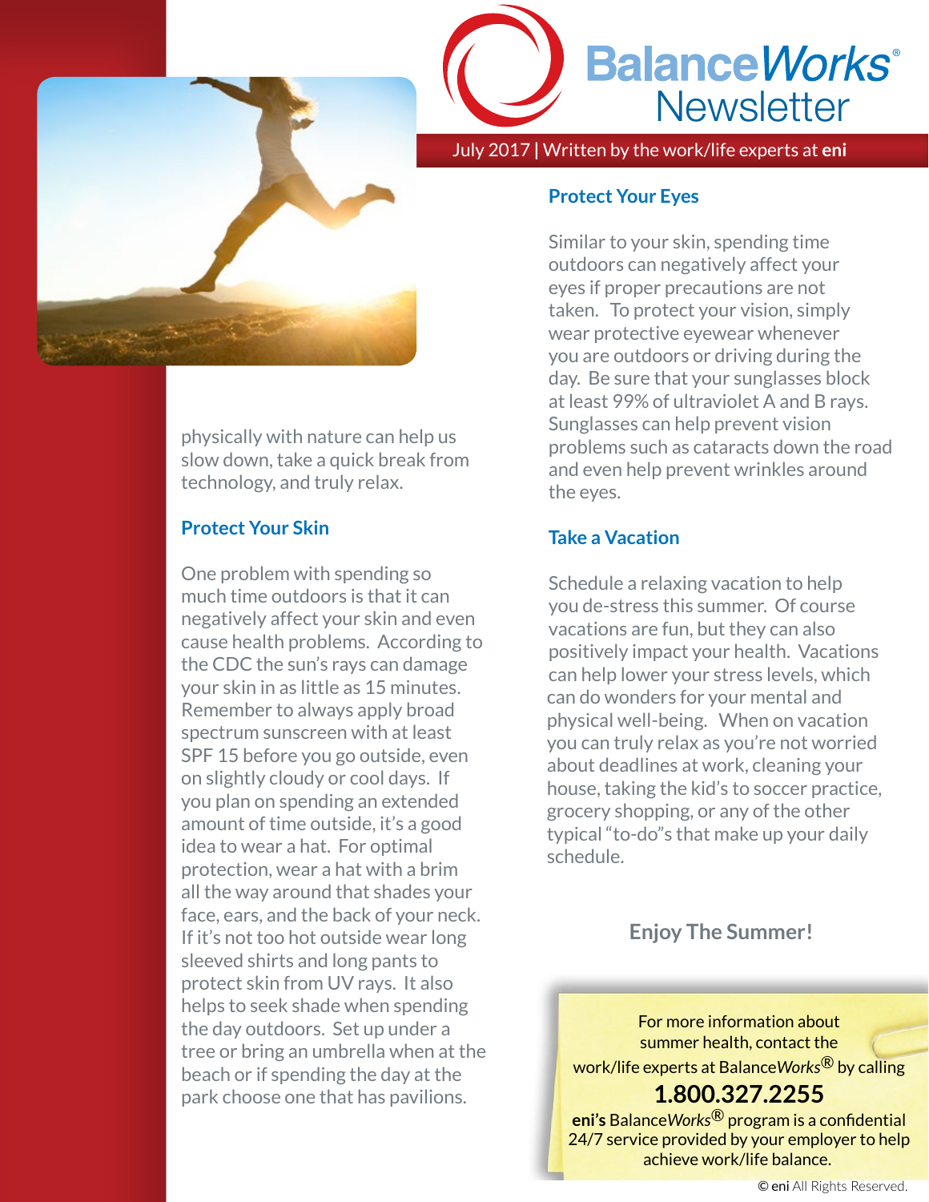BalanceWorks® Newsletter

July 2017 | Written by the work/life experts at **eni**

physically with nature can help us slow down, take a quick break from technology, and truly relax.

## Protect Your Skin

One problem with spending so much time outdoors is that it can negatively affect your skin and even cause health problems. According to the CDC the sun's rays can damage your skin in as little as 15 minutes. Remember to always apply broad spectrum sunscreen with at least SPF 15 before you go outside, even on slightly cloudy or cool days. If you plan on spending an extended amount of time outside, it's a good idea to wear a hat. For optimal protection, wear a hat with a brim all the way around that shades your face, ears, and the back of your neck. If it's not too hot outside wear long sleeved shirts and long pants to protect skin from UV rays. It also helps to seek shade when spending the day outdoors. Set up under a tree or bring an umbrella when at the beach or if spending the day at the park choose one that has pavilions.

## Protect Your Eyes

Similar to your skin, spending time outdoors can negatively affect your eyes if proper precautions are not taken. To protect your vision, simply wear protective eyewear whenever you are outdoors or driving during the day. Be sure that your sunglasses block at least 99% of ultraviolet A and B rays. Sunglasses can help prevent vision problems such as cataracts down the road and even help prevent wrinkles around the eyes.

## Take a Vacation

Schedule a relaxing vacation to help you de-stress this summer. Of course vacations are fun, but they can also positively impact your health. Vacations can help lower your stress levels, which can do wonders for your mental and physical well-being. When on vacation you can truly relax as you're not worried about deadlines at work, cleaning your house, taking the kid's to soccer practice, grocery shopping, or any of the other typical "to-do"s that make up your daily schedule.

**Enjoy The Summer!**

For more information about summer health, contact the work/life experts at Balance*Works*® by calling

**1.800.327.2255**

**eni's** Balance*Works*® program is a confidential 24/7 service provided by your employer to help achieve work/life balance.

© **eni** All Rights Reserved.